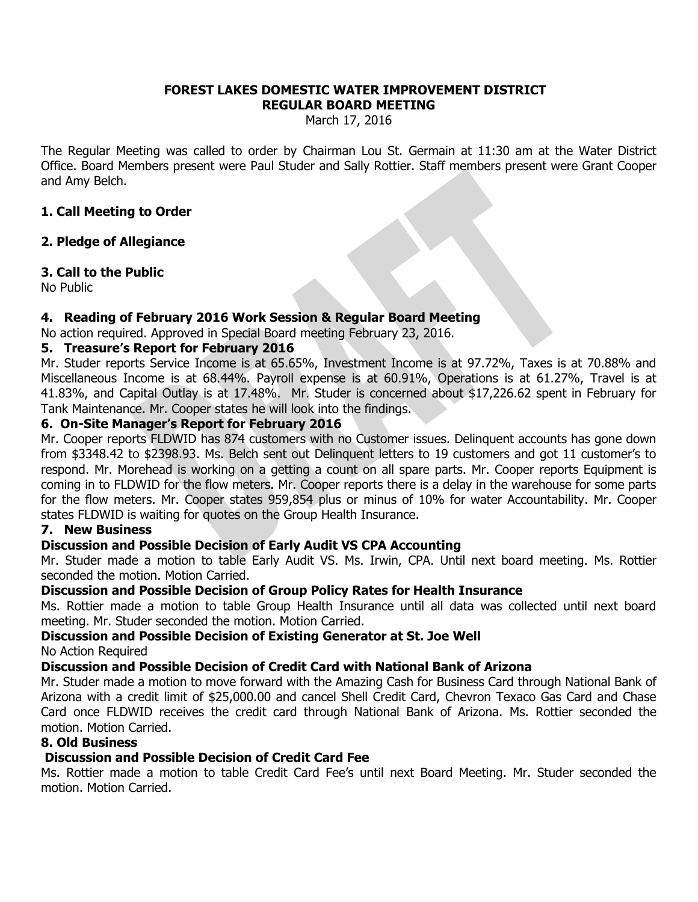# FOREST LAKES DOMESTIC WATER IMPROVEMENT DISTRICT
## REGULAR BOARD MEETING

March 17, 2016

The Regular Meeting was called to order by Chairman Lou St. Germain at 11:30 am at the Water District Office. Board Members present were Paul Studer and Sally Rottier. Staff members present were Grant Cooper and Amy Belch.

### 1. Call Meeting to Order

### 2. Pledge of Allegiance

### 3. Call to the Public

No Public

### 4. Reading of February 2016 Work Session & Regular Board Meeting

No action required. Approved in Special Board meeting February 23, 2016.

### 5. Treasure's Report for February 2016

Mr. Studer reports Service Income is at 65.65%, Investment Income is at 97.72%, Taxes is at 70.88% and Miscellaneous Income is at 68.44%. Payroll expense is at 60.91%, Operations is at 61.27%, Travel is at 41.83%, and Capital Outlay is at 17.48%. Mr. Studer is concerned about $17,226.62 spent in February for Tank Maintenance. Mr. Cooper states he will look into the findings.

### 6. On-Site Manager's Report for February 2016

Mr. Cooper reports FLDWID has 874 customers with no Customer issues. Delinquent accounts has gone down from $3348.42 to $2398.93. Ms. Belch sent out Delinquent letters to 19 customers and got 11 customer's to respond. Mr. Morehead is working on a getting a count on all spare parts. Mr. Cooper reports Equipment is coming in to FLDWID for the flow meters. Mr. Cooper reports there is a delay in the warehouse for some parts for the flow meters. Mr. Cooper states 959,854 plus or minus of 10% for water Accountability. Mr. Cooper states FLDWID is waiting for quotes on the Group Health Insurance.

### 7. New Business

**Discussion and Possible Decision of Early Audit VS CPA Accounting**

Mr. Studer made a motion to table Early Audit VS. Ms. Irwin, CPA. Until next board meeting. Ms. Rottier seconded the motion. Motion Carried.

**Discussion and Possible Decision of Group Policy Rates for Health Insurance**

Ms. Rottier made a motion to table Group Health Insurance until all data was collected until next board meeting. Mr. Studer seconded the motion. Motion Carried.

**Discussion and Possible Decision of Existing Generator at St. Joe Well**

No Action Required

**Discussion and Possible Decision of Credit Card with National Bank of Arizona**

Mr. Studer made a motion to move forward with the Amazing Cash for Business Card through National Bank of Arizona with a credit limit of $25,000.00 and cancel Shell Credit Card, Chevron Texaco Gas Card and Chase Card once FLDWID receives the credit card through National Bank of Arizona. Ms. Rottier seconded the motion. Motion Carried.

### 8. Old Business

**Discussion and Possible Decision of Credit Card Fee**

Ms. Rottier made a motion to table Credit Card Fee's until next Board Meeting. Mr. Studer seconded the motion. Motion Carried.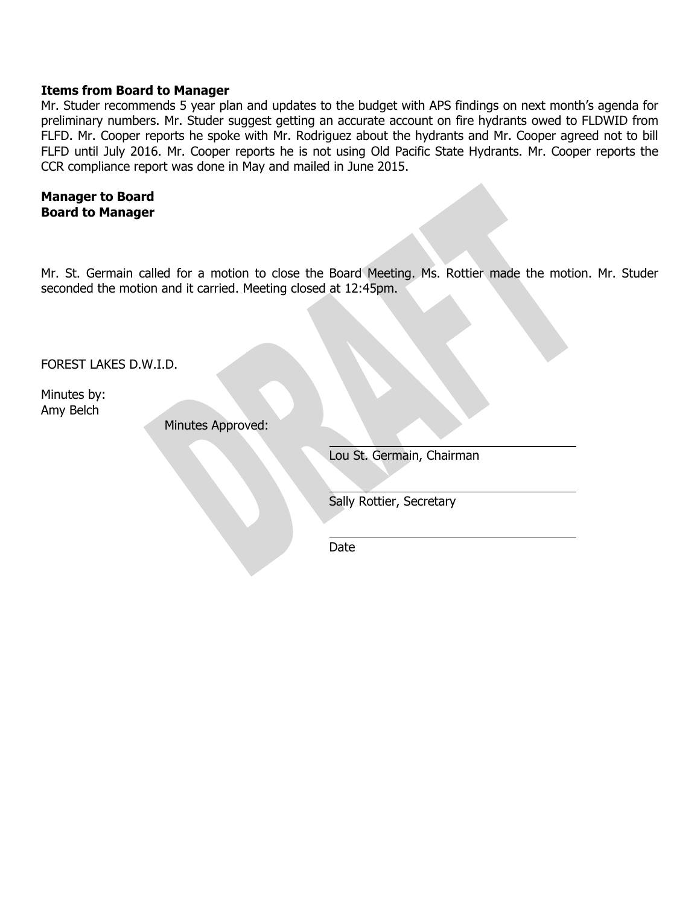**Items from Board to Manager**

Mr. Studer recommends 5 year plan and updates to the budget with APS findings on next month's agenda for preliminary numbers. Mr. Studer suggest getting an accurate account on fire hydrants owed to FLDWID from FLFD. Mr. Cooper reports he spoke with Mr. Rodriguez about the hydrants and Mr. Cooper agreed not to bill FLFD until July 2016. Mr. Cooper reports he is not using Old Pacific State Hydrants. Mr. Cooper reports the CCR compliance report was done in May and mailed in June 2015.

**Manager to Board**

**Board to Manager**

Mr. St. Germain called for a motion to close the Board Meeting. Ms. Rottier made the motion. Mr. Studer seconded the motion and it carried. Meeting closed at 12:45pm.

FOREST LAKES D.W.I.D.

Minutes by:
Amy Belch

Minutes Approved:

\_\_\_\_\_\_\_\_\_\_\_\_\_\_\_\_\_\_\_\_\_\_\_\_\_\_\_\_\_\_
Lou St. Germain, Chairman

\_\_\_\_\_\_\_\_\_\_\_\_\_\_\_\_\_\_\_\_\_\_\_\_\_\_\_\_\_\_
Sally Rottier, Secretary

\_\_\_\_\_\_\_\_\_\_\_\_\_\_\_\_\_\_\_\_\_\_\_\_\_\_\_\_\_\_
Date

DRAFT